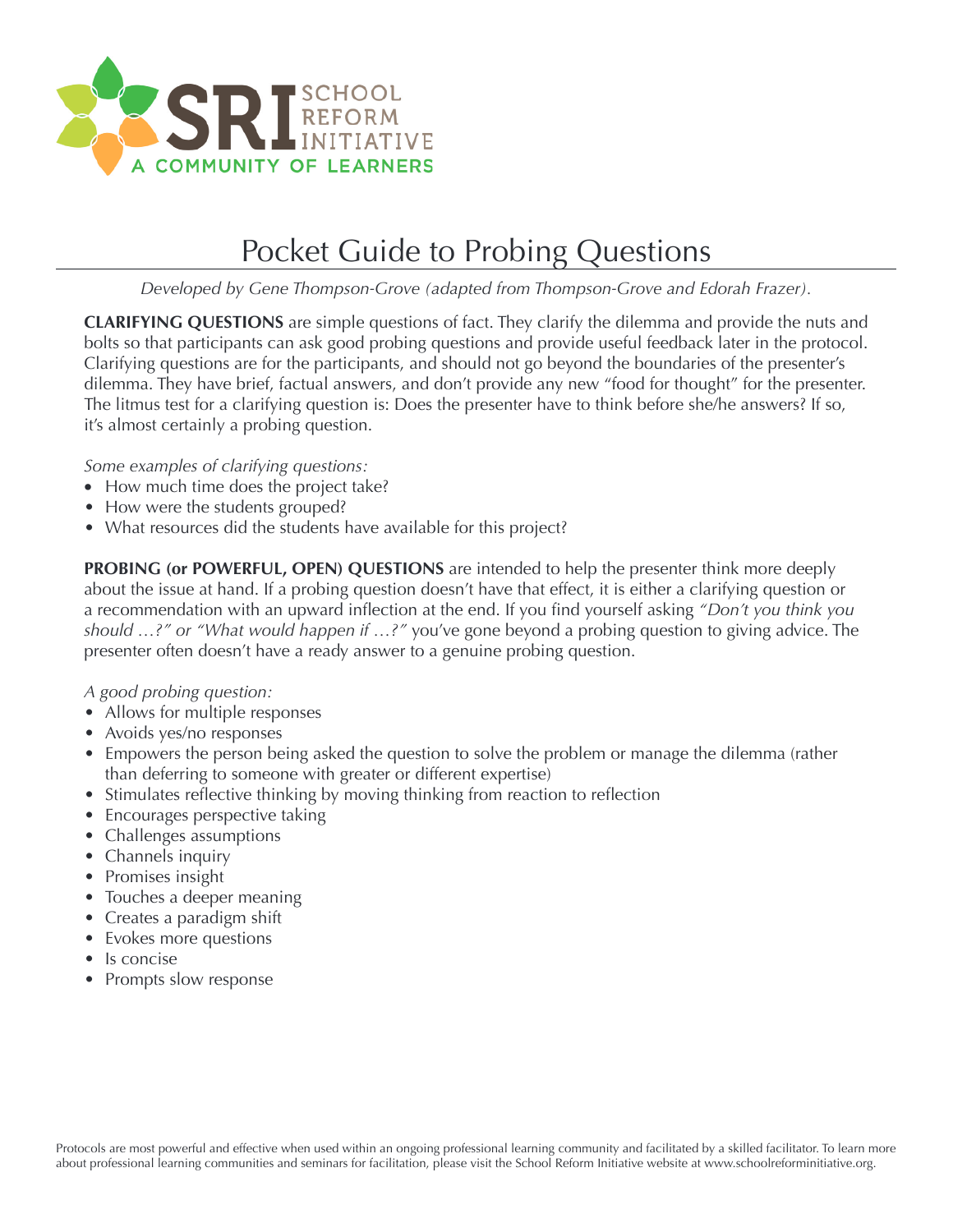SCHOOL REFORM INITIATIVE
A COMMUNITY OF LEARNERS

# Pocket Guide to Probing Questions

*Developed by Gene Thompson-Grove (adapted from Thompson-Grove and Edorah Frazer).*

**CLARIFYING QUESTIONS** are simple questions of fact. They clarify the dilemma and provide the nuts and bolts so that participants can ask good probing questions and provide useful feedback later in the protocol. Clarifying questions are for the participants, and should not go beyond the boundaries of the presenter's dilemma. They have brief, factual answers, and don't provide any new "food for thought" for the presenter. The litmus test for a clarifying question is: Does the presenter have to think before she/he answers? If so, it's almost certainly a probing question.

*Some examples of clarifying questions:*

- How much time does the project take?
- How were the students grouped?
- What resources did the students have available for this project?

**PROBING (or POWERFUL, OPEN) QUESTIONS** are intended to help the presenter think more deeply about the issue at hand. If a probing question doesn't have that effect, it is either a clarifying question or a recommendation with an upward inflection at the end. If you find yourself asking *"Don't you think you should …?" or "What would happen if …?"* you've gone beyond a probing question to giving advice. The presenter often doesn't have a ready answer to a genuine probing question.

*A good probing question:*

- Allows for multiple responses
- Avoids yes/no responses
- Empowers the person being asked the question to solve the problem or manage the dilemma (rather than deferring to someone with greater or different expertise)
- Stimulates reflective thinking by moving thinking from reaction to reflection
- Encourages perspective taking
- Challenges assumptions
- Channels inquiry
- Promises insight
- Touches a deeper meaning
- Creates a paradigm shift
- Evokes more questions
- Is concise
- Prompts slow response

Protocols are most powerful and effective when used within an ongoing professional learning community and facilitated by a skilled facilitator. To learn more about professional learning communities and seminars for facilitation, please visit the School Reform Initiative website at www.schoolreforminitiative.org.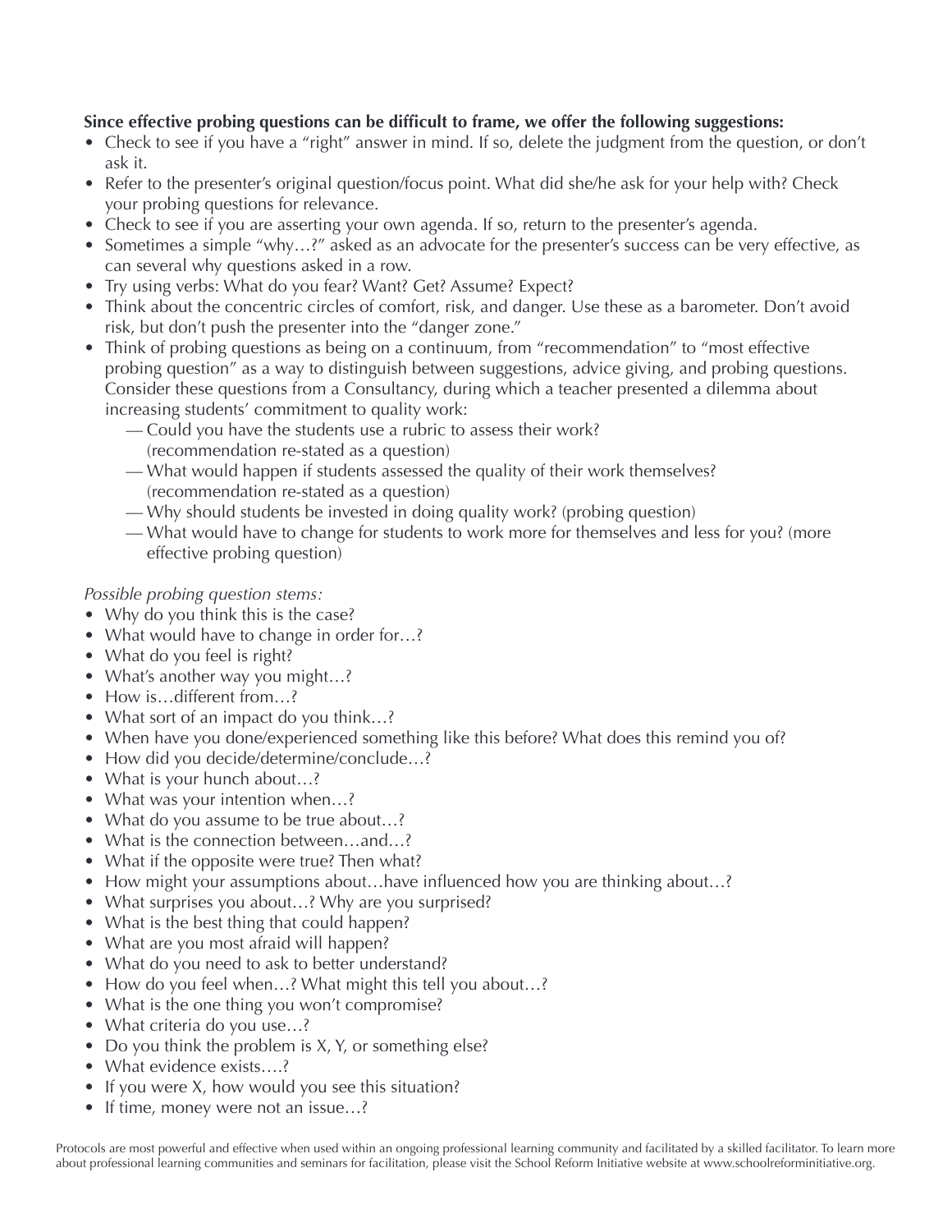**Since effective probing questions can be difficult to frame, we offer the following suggestions:**

- Check to see if you have a "right" answer in mind. If so, delete the judgment from the question, or don't ask it.
- Refer to the presenter's original question/focus point. What did she/he ask for your help with? Check your probing questions for relevance.
- Check to see if you are asserting your own agenda. If so, return to the presenter's agenda.
- Sometimes a simple "why…?" asked as an advocate for the presenter's success can be very effective, as can several why questions asked in a row.
- Try using verbs: What do you fear? Want? Get? Assume? Expect?
- Think about the concentric circles of comfort, risk, and danger. Use these as a barometer. Don't avoid risk, but don't push the presenter into the "danger zone."
- Think of probing questions as being on a continuum, from "recommendation" to "most effective probing question" as a way to distinguish between suggestions, advice giving, and probing questions. Consider these questions from a Consultancy, during which a teacher presented a dilemma about increasing students' commitment to quality work:
  - — Could you have the students use a rubric to assess their work? (recommendation re-stated as a question)
  - — What would happen if students assessed the quality of their work themselves? (recommendation re-stated as a question)
  - — Why should students be invested in doing quality work? (probing question)
  - — What would have to change for students to work more for themselves and less for you? (more effective probing question)

*Possible probing question stems:*

- Why do you think this is the case?
- What would have to change in order for…?
- What do you feel is right?
- What's another way you might…?
- How is…different from…?
- What sort of an impact do you think…?
- When have you done/experienced something like this before? What does this remind you of?
- How did you decide/determine/conclude…?
- What is your hunch about…?
- What was your intention when…?
- What do you assume to be true about…?
- What is the connection between…and…?
- What if the opposite were true? Then what?
- How might your assumptions about…have influenced how you are thinking about…?
- What surprises you about…? Why are you surprised?
- What is the best thing that could happen?
- What are you most afraid will happen?
- What do you need to ask to better understand?
- How do you feel when…? What might this tell you about…?
- What is the one thing you won't compromise?
- What criteria do you use…?
- Do you think the problem is X, Y, or something else?
- What evidence exists….?
- If you were X, how would you see this situation?
- If time, money were not an issue…?

Protocols are most powerful and effective when used within an ongoing professional learning community and facilitated by a skilled facilitator. To learn more about professional learning communities and seminars for facilitation, please visit the School Reform Initiative website at www.schoolreforminitiative.org.